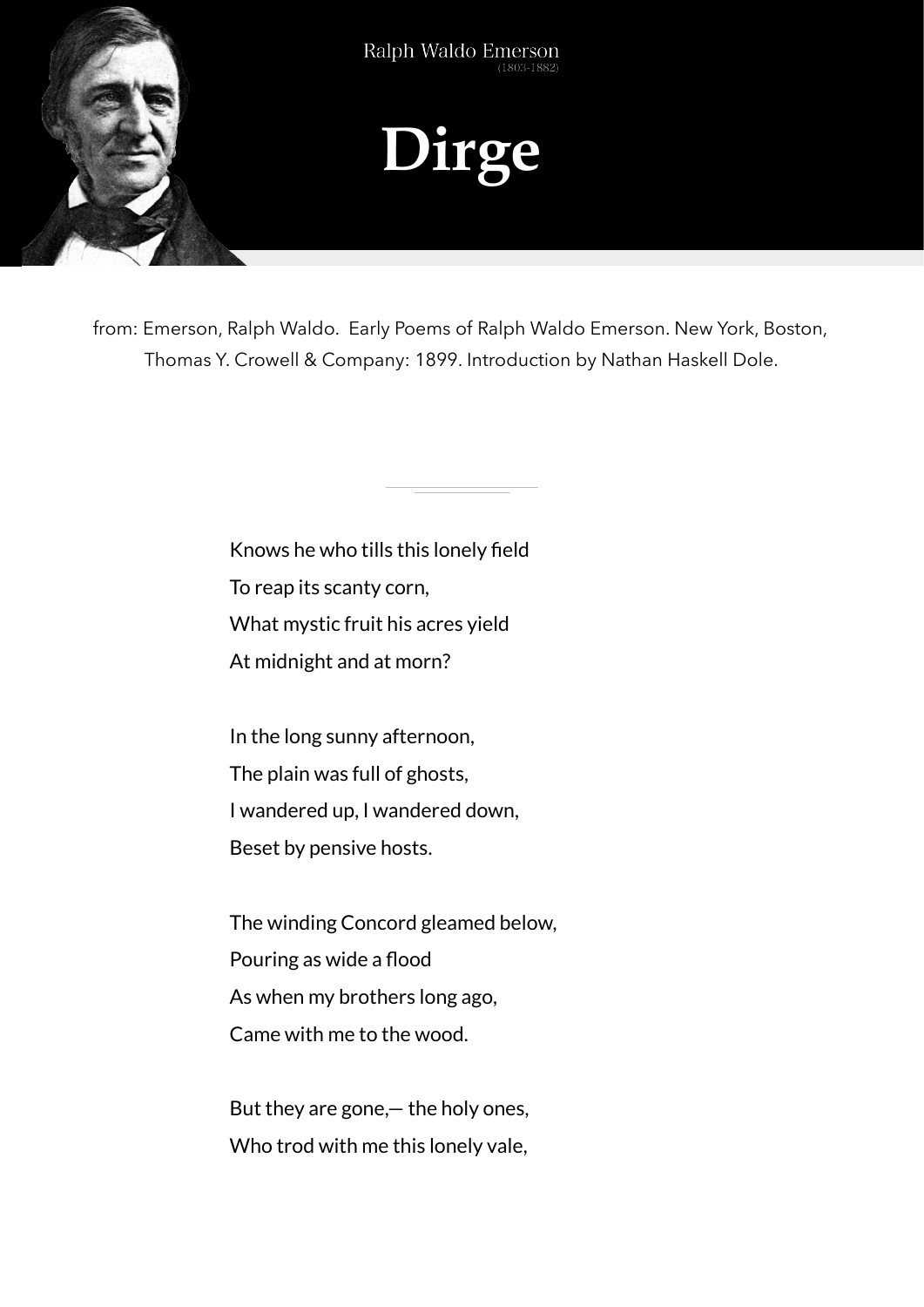Ralph Waldo Emerson
(1803-1882)

# Dirge

from: Emerson, Ralph Waldo. Early Poems of Ralph Waldo Emerson. New York, Boston, Thomas Y. Crowell & Company: 1899. Introduction by Nathan Haskell Dole.

---

Knows he who tills this lonely field
To reap its scanty corn,
What mystic fruit his acres yield
At midnight and at morn?

In the long sunny afternoon,
The plain was full of ghosts,
I wandered up, I wandered down,
Beset by pensive hosts.

The winding Concord gleamed below,
Pouring as wide a flood
As when my brothers long ago,
Came with me to the wood.

But they are gone,— the holy ones,
Who trod with me this lonely vale,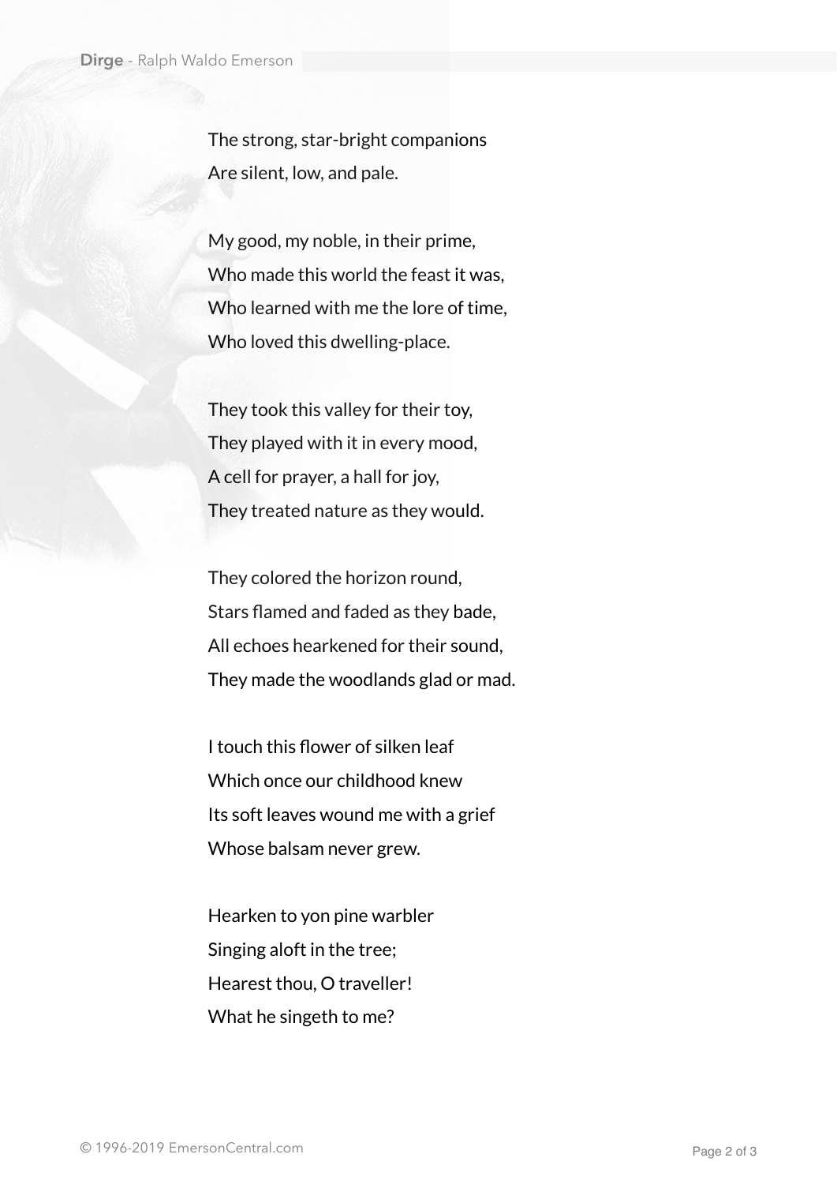The strong, star-bright companions
Are silent, low, and pale.

My good, my noble, in their prime,
Who made this world the feast it was,
Who learned with me the lore of time,
Who loved this dwelling-place.

They took this valley for their toy,
They played with it in every mood,
A cell for prayer, a hall for joy,
They treated nature as they would.

They colored the horizon round,
Stars flamed and faded as they bade,
All echoes hearkened for their sound,
They made the woodlands glad or mad.

I touch this flower of silken leaf
Which once our childhood knew
Its soft leaves wound me with a grief
Whose balsam never grew.

Hearken to yon pine warbler
Singing aloft in the tree;
Hearest thou, O traveller!
What he singeth to me?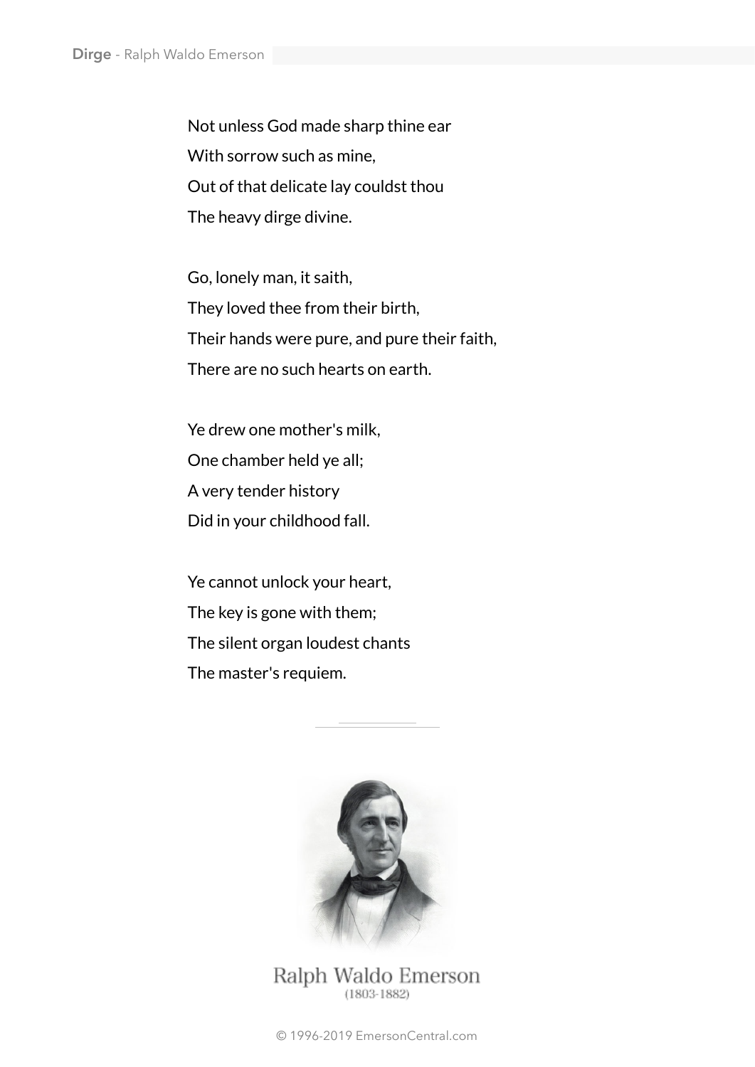Not unless God made sharp thine ear
With sorrow such as mine,
Out of that delicate lay couldst thou
The heavy dirge divine.

Go, lonely man, it saith,
They loved thee from their birth,
Their hands were pure, and pure their faith,
There are no such hearts on earth.

Ye drew one mother's milk,
One chamber held ye all;
A very tender history
Did in your childhood fall.

Ye cannot unlock your heart,
The key is gone with them;
The silent organ loudest chants
The master's requiem.

---

Ralph Waldo Emerson
(1803-1882)

© 1996-2019 EmersonCentral.com